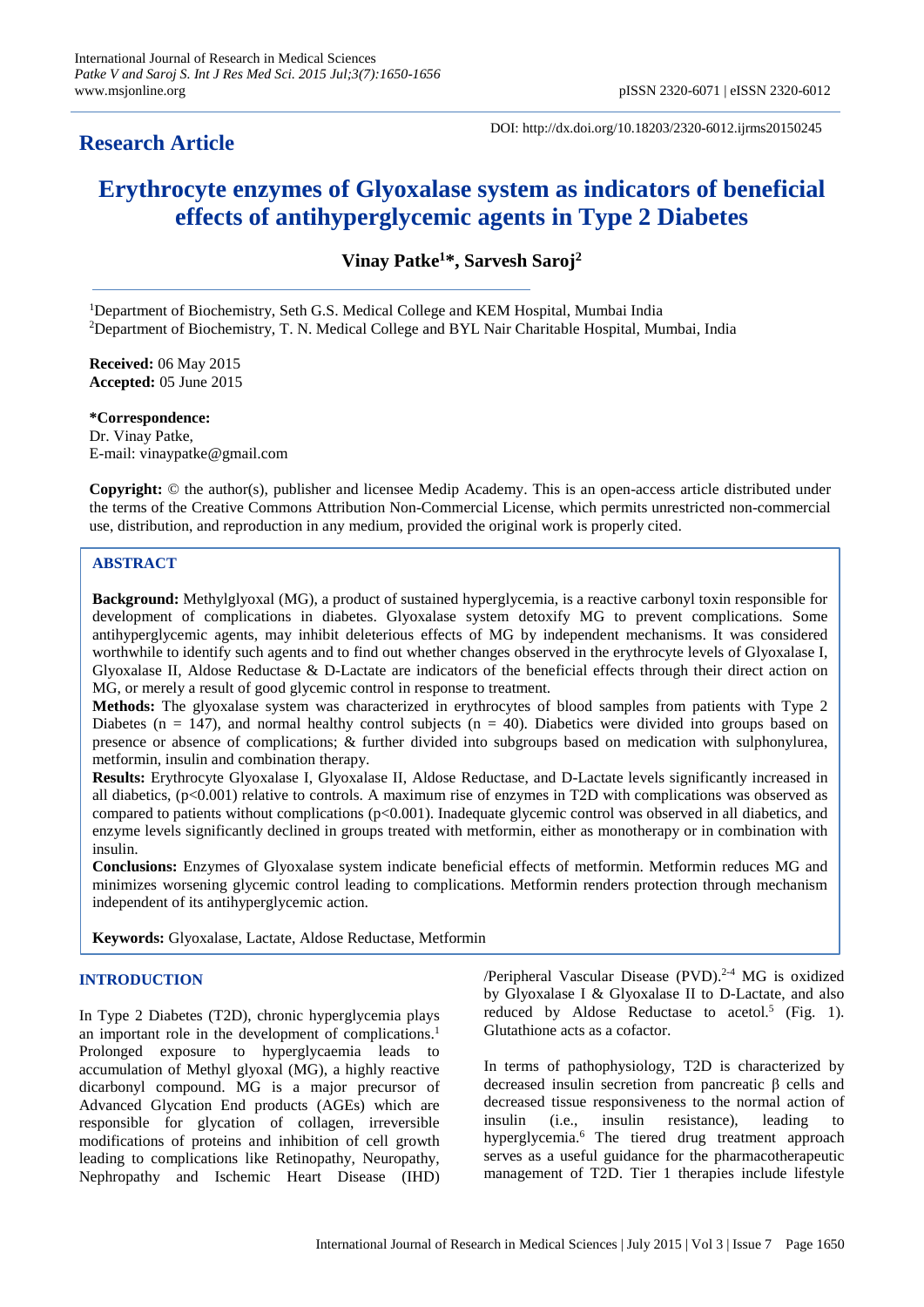**Research Article**

DOI: http://dx.doi.org/10.18203/2320-6012.ijrms20150245

# Erythrocyte enzymes of Glyoxalase system as indicators of beneficial effects of antihyperglycemic agents in Type 2 Diabetes

**Vinay Patke[1]*, Sarvesh Saroj[2]**

[1]Department of Biochemistry, Seth G.S. Medical College and KEM Hospital, Mumbai India
[2]Department of Biochemistry, T. N. Medical College and BYL Nair Charitable Hospital, Mumbai, India

**Received:** 06 May 2015
**Accepted:** 05 June 2015

***Correspondence:**
Dr. Vinay Patke,
E-mail: vinaypatke@gmail.com

**Copyright:** © the author(s), publisher and licensee Medip Academy. This is an open-access article distributed under the terms of the Creative Commons Attribution Non-Commercial License, which permits unrestricted non-commercial use, distribution, and reproduction in any medium, provided the original work is properly cited.

## ABSTRACT

**Background:** Methylglyoxal (MG), a product of sustained hyperglycemia, is a reactive carbonyl toxin responsible for development of complications in diabetes. Glyoxalase system detoxify MG to prevent complications. Some antihyperglycemic agents, may inhibit deleterious effects of MG by independent mechanisms. It was considered worthwhile to identify such agents and to find out whether changes observed in the erythrocyte levels of Glyoxalase I, Glyoxalase II, Aldose Reductase & D-Lactate are indicators of the beneficial effects through their direct action on MG, or merely a result of good glycemic control in response to treatment.

**Methods:** The glyoxalase system was characterized in erythrocytes of blood samples from patients with Type 2 Diabetes ($n = 147$), and normal healthy control subjects ($n = 40$). Diabetics were divided into groups based on presence or absence of complications; & further divided into subgroups based on medication with sulphonylurea, metformin, insulin and combination therapy.

**Results:** Erythrocyte Glyoxalase I, Glyoxalase II, Aldose Reductase, and D-Lactate levels significantly increased in all diabetics, ($p<0.001$) relative to controls. A maximum rise of enzymes in T2D with complications was observed as compared to patients without complications ($p<0.001$). Inadequate glycemic control was observed in all diabetics, and enzyme levels significantly declined in groups treated with metformin, either as monotherapy or in combination with insulin.

**Conclusions:** Enzymes of Glyoxalase system indicate beneficial effects of metformin. Metformin reduces MG and minimizes worsening glycemic control leading to complications. Metformin renders protection through mechanism independent of its antihyperglycemic action.

**Keywords:** Glyoxalase, Lactate, Aldose Reductase, Metformin

## INTRODUCTION

In Type 2 Diabetes (T2D), chronic hyperglycemia plays an important role in the development of complications.[1] Prolonged exposure to hyperglycaemia leads to accumulation of Methyl glyoxal (MG), a highly reactive dicarbonyl compound. MG is a major precursor of Advanced Glycation End products (AGEs) which are responsible for glycation of collagen, irreversible modifications of proteins and inhibition of cell growth leading to complications like Retinopathy, Neuropathy, Nephropathy and Ischemic Heart Disease (IHD) /Peripheral Vascular Disease (PVD).[2-4] MG is oxidized by Glyoxalase I & Glyoxalase II to D-Lactate, and also reduced by Aldose Reductase to acetol.[5] (Fig. 1). Glutathione acts as a cofactor.

In terms of pathophysiology, T2D is characterized by decreased insulin secretion from pancreatic β cells and decreased tissue responsiveness to the normal action of insulin (i.e., insulin resistance), leading to hyperglycemia.[6] The tiered drug treatment approach serves as a useful guidance for the pharmacotherapeutic management of T2D. Tier 1 therapies include lifestyle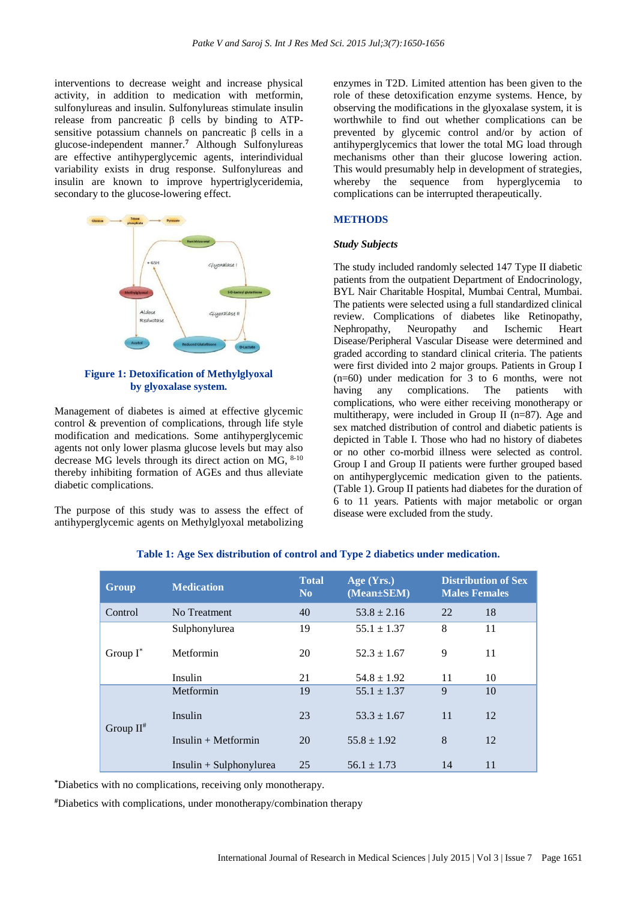interventions to decrease weight and increase physical activity, in addition to medication with metformin, sulfonylureas and insulin. Sulfonylureas stimulate insulin release from pancreatic β cells by binding to ATP-sensitive potassium channels on pancreatic β cells in a glucose-independent manner.[7] Although Sulfonylureas are effective antihyperglycemic agents, interindividual variability exists in drug response. Sulfonylureas and insulin are known to improve hypertriglyceridemia, secondary to the glucose-lowering effect.

**Figure 1: Detoxification of Methylglyoxal by glyoxalase system.**

Management of diabetes is aimed at effective glycemic control & prevention of complications, through life style modification and medications. Some antihyperglycemic agents not only lower plasma glucose levels but may also decrease MG levels through its direct action on MG,[8-10] thereby inhibiting formation of AGEs and thus alleviate diabetic complications.

The purpose of this study was to assess the effect of antihyperglycemic agents on Methylglyoxal metabolizing enzymes in T2D. Limited attention has been given to the role of these detoxification enzyme systems. Hence, by observing the modifications in the glyoxalase system, it is worthwhile to find out whether complications can be prevented by glycemic control and/or by action of antihyperglycemics that lower the total MG load through mechanisms other than their glucose lowering action. This would presumably help in development of strategies, whereby the sequence from hyperglycemia to complications can be interrupted therapeutically.

## METHODS

### *Study Subjects*

The study included randomly selected 147 Type II diabetic patients from the outpatient Department of Endocrinology, BYL Nair Charitable Hospital, Mumbai Central, Mumbai. The patients were selected using a full standardized clinical review. Complications of diabetes like Retinopathy, Nephropathy, Neuropathy and Ischemic Heart Disease/Peripheral Vascular Disease were determined and graded according to standard clinical criteria. The patients were first divided into 2 major groups. Patients in Group I (n=60) under medication for 3 to 6 months, were not having any complications. The patients with complications, who were either receiving monotherapy or multitherapy, were included in Group II (n=87). Age and sex matched distribution of control and diabetic patients is depicted in Table I. Those who had no history of diabetes or no other co-morbid illness were selected as control. Group I and Group II patients were further grouped based on antihyperglycemic medication given to the patients. (Table 1). Group II patients had diabetes for the duration of 6 to 11 years. Patients with major metabolic or organ disease were excluded from the study.

**Table 1: Age Sex distribution of control and Type 2 diabetics under medication.**

| Group | Medication | Total No | Age (Yrs.) (Mean±SEM) | Distribution of Sex Males | Females |
|---|---|---|---|---|---|
| Control | No Treatment | 40 | 53.8 ± 2.16 | 22 | 18 |
| Group I* | Sulphonylurea | 19 | 55.1 ± 1.37 | 8 | 11 |
| | Metformin | 20 | 52.3 ± 1.67 | 9 | 11 |
| | Insulin | 21 | 54.8 ± 1.92 | 11 | 10 |
| Group II# | Metformin | 19 | 55.1 ± 1.37 | 9 | 10 |
| | Insulin | 23 | 53.3 ± 1.67 | 11 | 12 |
| | Insulin + Metformin | 20 | 55.8 ± 1.92 | 8 | 12 |
| | Insulin + Sulphonylurea | 25 | 56.1 ± 1.73 | 14 | 11 |

*Diabetics with no complications, receiving only monotherapy.

#Diabetics with complications, under monotherapy/combination therapy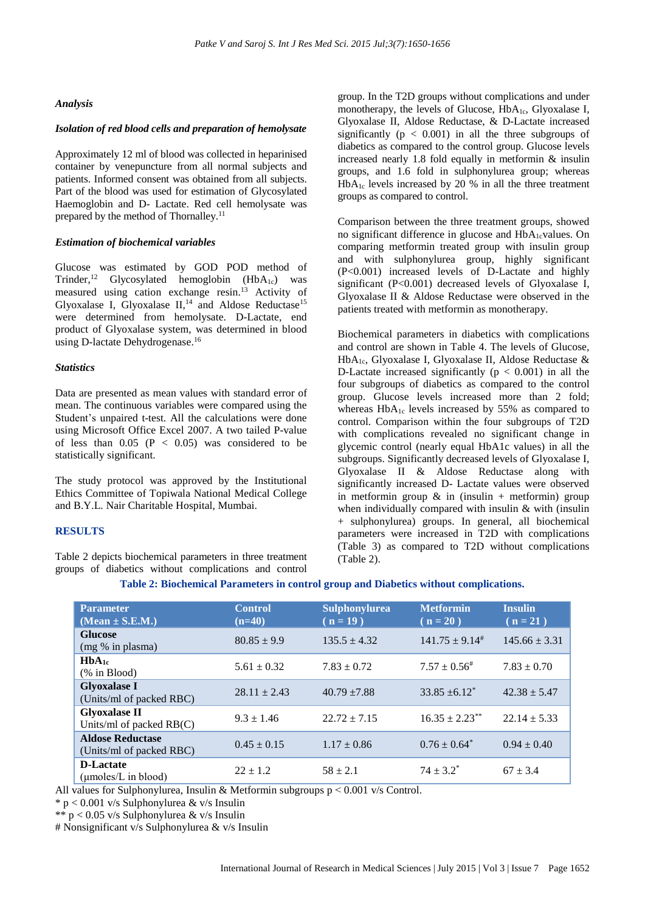### *Analysis*

#### *Isolation of red blood cells and preparation of hemolysate*

Approximately 12 ml of blood was collected in heparinised container by venepuncture from all normal subjects and patients. Informed consent was obtained from all subjects. Part of the blood was used for estimation of Glycosylated Haemoglobin and D- Lactate. Red cell hemolysate was prepared by the method of Thornalley.[11]

#### *Estimation of biochemical variables*

Glucose was estimated by GOD POD method of Trinder,[12] Glycosylated hemoglobin ($HbA_{1c}$) was measured using cation exchange resin.[13] Activity of Glyoxalase I, Glyoxalase II,[14] and Aldose Reductase[15] were determined from hemolysate. D-Lactate, end product of Glyoxalase system, was determined in blood using D-lactate Dehydrogenase.[16]

#### *Statistics*

Data are presented as mean values with standard error of mean. The continuous variables were compared using the Student's unpaired t-test. All the calculations were done using Microsoft Office Excel 2007. A two tailed P-value of less than 0.05 ($P < 0.05$) was considered to be statistically significant.

The study protocol was approved by the Institutional Ethics Committee of Topiwala National Medical College and B.Y.L. Nair Charitable Hospital, Mumbai.

## RESULTS

Table 2 depicts biochemical parameters in three treatment groups of diabetics without complications and control group. In the T2D groups without complications and under monotherapy, the levels of Glucose, $HbA_{1c}$, Glyoxalase I, Glyoxalase II, Aldose Reductase, & D-Lactate increased significantly ($p < 0.001$) in all the three subgroups of diabetics as compared to the control group. Glucose levels increased nearly 1.8 fold equally in metformin & insulin groups, and 1.6 fold in sulphonylurea group; whereas $HbA_{1c}$ levels increased by 20 % in all the three treatment groups as compared to control.

Comparison between the three treatment groups, showed no significant difference in glucose and $HbA_{1c}$values. On comparing metformin treated group with insulin group and with sulphonylurea group, highly significant ($P<0.001$) increased levels of D-Lactate and highly significant ($P<0.001$) decreased levels of Glyoxalase I, Glyoxalase II & Aldose Reductase were observed in the patients treated with metformin as monotherapy.

Biochemical parameters in diabetics with complications and control are shown in Table 4. The levels of Glucose, $HbA_{1c}$, Glyoxalase I, Glyoxalase II, Aldose Reductase & D-Lactate increased significantly ($p < 0.001$) in all the four subgroups of diabetics as compared to the control group. Glucose levels increased more than 2 fold; whereas $HbA_{1c}$ levels increased by 55% as compared to control. Comparison within the four subgroups of T2D with complications revealed no significant change in glycemic control (nearly equal HbA1c values) in all the subgroups. Significantly decreased levels of Glyoxalase I, Glyoxalase II & Aldose Reductase along with significantly increased D- Lactate values were observed in metformin group & in (insulin + metformin) group when individually compared with insulin & with (insulin + sulphonylurea) groups. In general, all biochemical parameters were increased in T2D with complications (Table 3) as compared to T2D without complications (Table 2).

**Table 2: Biochemical Parameters in control group and Diabetics without complications.**

| Parameter (Mean ± S.E.M.) | Control (n=40) | Sulphonylurea ( n = 19 ) | Metformin ( n = 20 ) | Insulin ( n = 21 ) |
|---|---|---|---|---|
| **Glucose** (mg % in plasma) | 80.85 ± 9.9 | 135.5 ± 4.32 | 141.75 ± 9.14[#] | 145.66 ± 3.31 |
| **$HbA_{1c}$** (% in Blood) | 5.61 ± 0.32 | 7.83 ± 0.72 | 7.57 ± 0.56[#] | 7.83 ± 0.70 |
| **Glyoxalase I** (Units/ml of packed RBC) | 28.11 ± 2.43 | 40.79 ±7.88 | 33.85 ±6.12[*] | 42.38 ± 5.47 |
| **Glyoxalase II** Units/ml of packed RB(C) | 9.3 ± 1.46 | 22.72 ± 7.15 | 16.35 ± 2.23[**] | 22.14 ± 5.33 |
| **Aldose Reductase** (Units/ml of packed RBC) | 0.45 ± 0.15 | 1.17 ± 0.86 | 0.76 ± 0.64[*] | 0.94 ± 0.40 |
| **D-Lactate** (μmoles/L in blood) | 22 ± 1.2 | 58 ± 2.1 | 74 ± 3.2[*] | 67 ± 3.4 |

All values for Sulphonylurea, Insulin & Metformin subgroups $p < 0.001$ v/s Control.
\* $p < 0.001$ v/s Sulphonylurea & v/s Insulin
\*\* $p < 0.05$ v/s Sulphonylurea & v/s Insulin
\# Nonsignificant v/s Sulphonylurea & v/s Insulin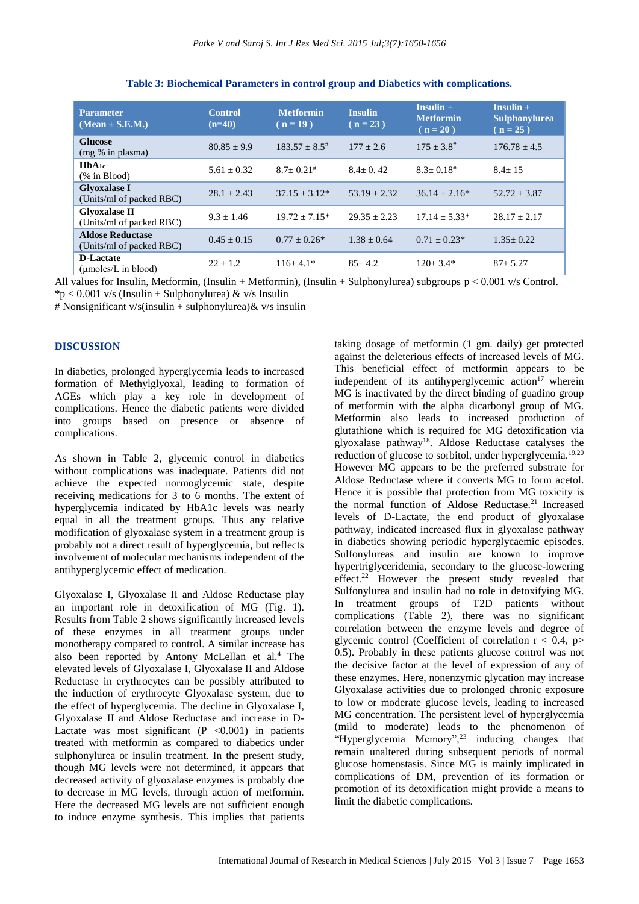**Table 3: Biochemical Parameters in control group and Diabetics with complications.**

| Parameter (Mean ± S.E.M.) | Control (n=40) | Metformin ( n = 19 ) | Insulin ( n = 23 ) | Insulin + Metformin ( n = 20 ) | Insulin + Sulphonylurea ( n = 25 ) |
|---|---|---|---|---|---|
| **Glucose** (mg % in plasma) | 80.85 ± 9.9 | 183.57 ± 8.5# | 177 ± 2.6 | 175 ± 3.8# | 176.78 ± 4.5 |
| **$HbA_{1c}$** (% in Blood) | 5.61 ± 0.32 | 8.7± 0.21# | 8.4± 0. 42 | 8.3± 0.18# | 8.4± 15 |
| **Glyoxalase I** (Units/ml of packed RBC) | 28.1 ± 2.43 | 37.15 ± 3.12* | 53.19 ± 2.32 | 36.14 ± 2.16* | 52.72 ± 3.87 |
| **Glyoxalase II** (Units/ml of packed RBC) | 9.3 ± 1.46 | 19.72 ± 7.15* | 29.35 ± 2.23 | 17.14 ± 5.33* | 28.17 ± 2.17 |
| **Aldose Reductase** (Units/ml of packed RBC) | 0.45 ± 0.15 | 0.77 ± 0.26* | 1.38 ± 0.64 | 0.71 ± 0.23* | 1.35± 0.22 |
| **D-Lactate** (μmoles/L in blood) | 22 ± 1.2 | 116± 4.1* | 85± 4.2 | 120± 3.4* | 87± 5.27 |

All values for Insulin, Metformin, (Insulin + Metformin), (Insulin + Sulphonylurea) subgroups p < 0.001 v/s Control.
*p < 0.001 v/s (Insulin + Sulphonylurea) & v/s Insulin
# Nonsignificant v/s(insulin + sulphonylurea)& v/s insulin

## DISCUSSION

In diabetics, prolonged hyperglycemia leads to increased formation of Methylglyoxal, leading to formation of AGEs which play a key role in development of complications. Hence the diabetic patients were divided into groups based on presence or absence of complications.

As shown in Table 2, glycemic control in diabetics without complications was inadequate. Patients did not achieve the expected normoglycemic state, despite receiving medications for 3 to 6 months. The extent of hyperglycemia indicated by HbA1c levels was nearly equal in all the treatment groups. Thus any relative modification of glyoxalase system in a treatment group is probably not a direct result of hyperglycemia, but reflects involvement of molecular mechanisms independent of the antihyperglycemic effect of medication.

Glyoxalase I, Glyoxalase II and Aldose Reductase play an important role in detoxification of MG (Fig. 1). Results from Table 2 shows significantly increased levels of these enzymes in all treatment groups under monotherapy compared to control. A similar increase has also been reported by Antony McLellan et al.[4] The elevated levels of Glyoxalase I, Glyoxalase II and Aldose Reductase in erythrocytes can be possibly attributed to the induction of erythrocyte Glyoxalase system, due to the effect of hyperglycemia. The decline in Glyoxalase I, Glyoxalase II and Aldose Reductase and increase in D-Lactate was most significant (P <0.001) in patients treated with metformin as compared to diabetics under sulphonylurea or insulin treatment. In the present study, though MG levels were not determined, it appears that decreased activity of glyoxalase enzymes is probably due to decrease in MG levels, through action of metformin. Here the decreased MG levels are not sufficient enough to induce enzyme synthesis. This implies that patients taking dosage of metformin (1 gm. daily) get protected against the deleterious effects of increased levels of MG. This beneficial effect of metformin appears to be independent of its antihyperglycemic action[17] wherein MG is inactivated by the direct binding of guadino group of metformin with the alpha dicarbonyl group of MG. Metformin also leads to increased production of glutathione which is required for MG detoxification via glyoxalase pathway[18]. Aldose Reductase catalyses the reduction of glucose to sorbitol, under hyperglycemia.[19,20] However MG appears to be the preferred substrate for Aldose Reductase where it converts MG to form acetol. Hence it is possible that protection from MG toxicity is the normal function of Aldose Reductase.[21] Increased levels of D-Lactate, the end product of glyoxalase pathway, indicated increased flux in glyoxalase pathway in diabetics showing periodic hyperglycaemic episodes. Sulfonylureas and insulin are known to improve hypertriglyceridemia, secondary to the glucose-lowering effect.[22] However the present study revealed that Sulfonylurea and insulin had no role in detoxifying MG. In treatment groups of T2D patients without complications (Table 2), there was no significant correlation between the enzyme levels and degree of glycemic control (Coefficient of correlation r < 0.4, p> 0.5). Probably in these patients glucose control was not the decisive factor at the level of expression of any of these enzymes. Here, nonenzymic glycation may increase Glyoxalase activities due to prolonged chronic exposure to low or moderate glucose levels, leading to increased MG concentration. The persistent level of hyperglycemia (mild to moderate) leads to the phenomenon of "Hyperglycemia Memory",[23] inducing changes that remain unaltered during subsequent periods of normal glucose homeostasis. Since MG is mainly implicated in complications of DM, prevention of its formation or promotion of its detoxification might provide a means to limit the diabetic complications.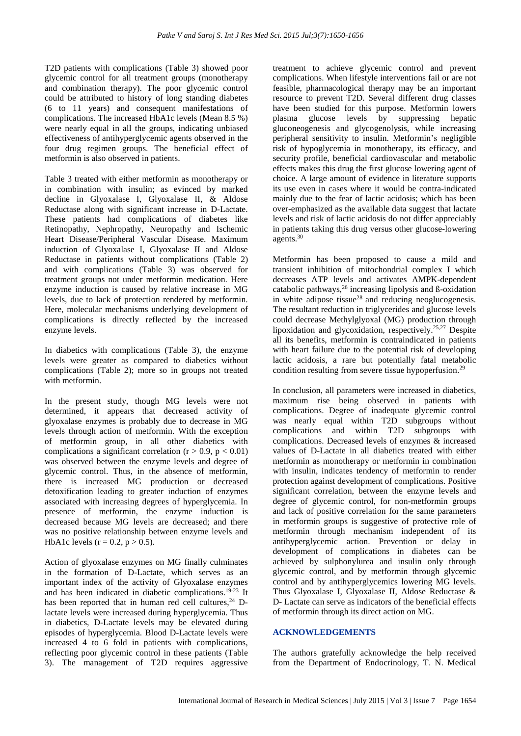T2D patients with complications (Table 3) showed poor glycemic control for all treatment groups (monotherapy and combination therapy). The poor glycemic control could be attributed to history of long standing diabetes (6 to 11 years) and consequent manifestations of complications. The increased HbA1c levels (Mean 8.5 %) were nearly equal in all the groups, indicating unbiased effectiveness of antihyperglycemic agents observed in the four drug regimen groups. The beneficial effect of metformin is also observed in patients.

Table 3 treated with either metformin as monotherapy or in combination with insulin; as evinced by marked decline in Glyoxalase I, Glyoxalase II, & Aldose Reductase along with significant increase in D-Lactate. These patients had complications of diabetes like Retinopathy, Nephropathy, Neuropathy and Ischemic Heart Disease/Peripheral Vascular Disease. Maximum induction of Glyoxalase I, Glyoxalase II and Aldose Reductase in patients without complications (Table 2) and with complications (Table 3) was observed for treatment groups not under metformin medication. Here enzyme induction is caused by relative increase in MG levels, due to lack of protection rendered by metformin. Here, molecular mechanisms underlying development of complications is directly reflected by the increased enzyme levels.

In diabetics with complications (Table 3), the enzyme levels were greater as compared to diabetics without complications (Table 2); more so in groups not treated with metformin.

In the present study, though MG levels were not determined, it appears that decreased activity of glyoxalase enzymes is probably due to decrease in MG levels through action of metformin. With the exception of metformin group, in all other diabetics with complications a significant correlation ($r > 0.9$, $p < 0.01$) was observed between the enzyme levels and degree of glycemic control. Thus, in the absence of metformin, there is increased MG production or decreased detoxification leading to greater induction of enzymes associated with increasing degrees of hyperglycemia. In presence of metformin, the enzyme induction is decreased because MG levels are decreased; and there was no positive relationship between enzyme levels and HbA1c levels ($r = 0.2$, $p > 0.5$).

Action of glyoxalase enzymes on MG finally culminates in the formation of D-Lactate, which serves as an important index of the activity of Glyoxalase enzymes and has been indicated in diabetic complications.[19-23] It has been reported that in human red cell cultures,[24] D-lactate levels were increased during hyperglycemia. Thus in diabetics, D-Lactate levels may be elevated during episodes of hyperglycemia. Blood D-Lactate levels were increased 4 to 6 fold in patients with complications, reflecting poor glycemic control in these patients (Table 3). The management of T2D requires aggressive treatment to achieve glycemic control and prevent complications. When lifestyle interventions fail or are not feasible, pharmacological therapy may be an important resource to prevent T2D. Several different drug classes have been studied for this purpose. Metformin lowers plasma glucose levels by suppressing hepatic gluconeogenesis and glycogenolysis, while increasing peripheral sensitivity to insulin. Metformin's negligible risk of hypoglycemia in monotherapy, its efficacy, and security profile, beneficial cardiovascular and metabolic effects makes this drug the first glucose lowering agent of choice. A large amount of evidence in literature supports its use even in cases where it would be contra-indicated mainly due to the fear of lactic acidosis; which has been over-emphasized as the available data suggest that lactate levels and risk of lactic acidosis do not differ appreciably in patients taking this drug versus other glucose-lowering agents.[30]

Metformin has been proposed to cause a mild and transient inhibition of mitochondrial complex I which decreases ATP levels and activates AMPK-dependent catabolic pathways,[26] increasing lipolysis and ß-oxidation in white adipose tissue[28] and reducing neoglucogenesis. The resultant reduction in triglycerides and glucose levels could decrease Methylglyoxal (MG) production through lipoxidation and glycoxidation, respectively.[25,27] Despite all its benefits, metformin is contraindicated in patients with heart failure due to the potential risk of developing lactic acidosis, a rare but potentially fatal metabolic condition resulting from severe tissue hypoperfusion.[29]

In conclusion, all parameters were increased in diabetics, maximum rise being observed in patients with complications. Degree of inadequate glycemic control was nearly equal within T2D subgroups without complications and within T2D subgroups with complications. Decreased levels of enzymes & increased values of D-Lactate in all diabetics treated with either metformin as monotherapy or metformin in combination with insulin, indicates tendency of metformin to render protection against development of complications. Positive significant correlation, between the enzyme levels and degree of glycemic control, for non-metformin groups and lack of positive correlation for the same parameters in metformin groups is suggestive of protective role of metformin through mechanism independent of its antihyperglycemic action. Prevention or delay in development of complications in diabetes can be achieved by sulphonylurea and insulin only through glycemic control, and by metformin through glycemic control and by antihyperglycemics lowering MG levels. Thus Glyoxalase I, Glyoxalase II, Aldose Reductase & D- Lactate can serve as indicators of the beneficial effects of metformin through its direct action on MG.

## ACKNOWLEDGEMENTS

The authors gratefully acknowledge the help received from the Department of Endocrinology, T. N. Medical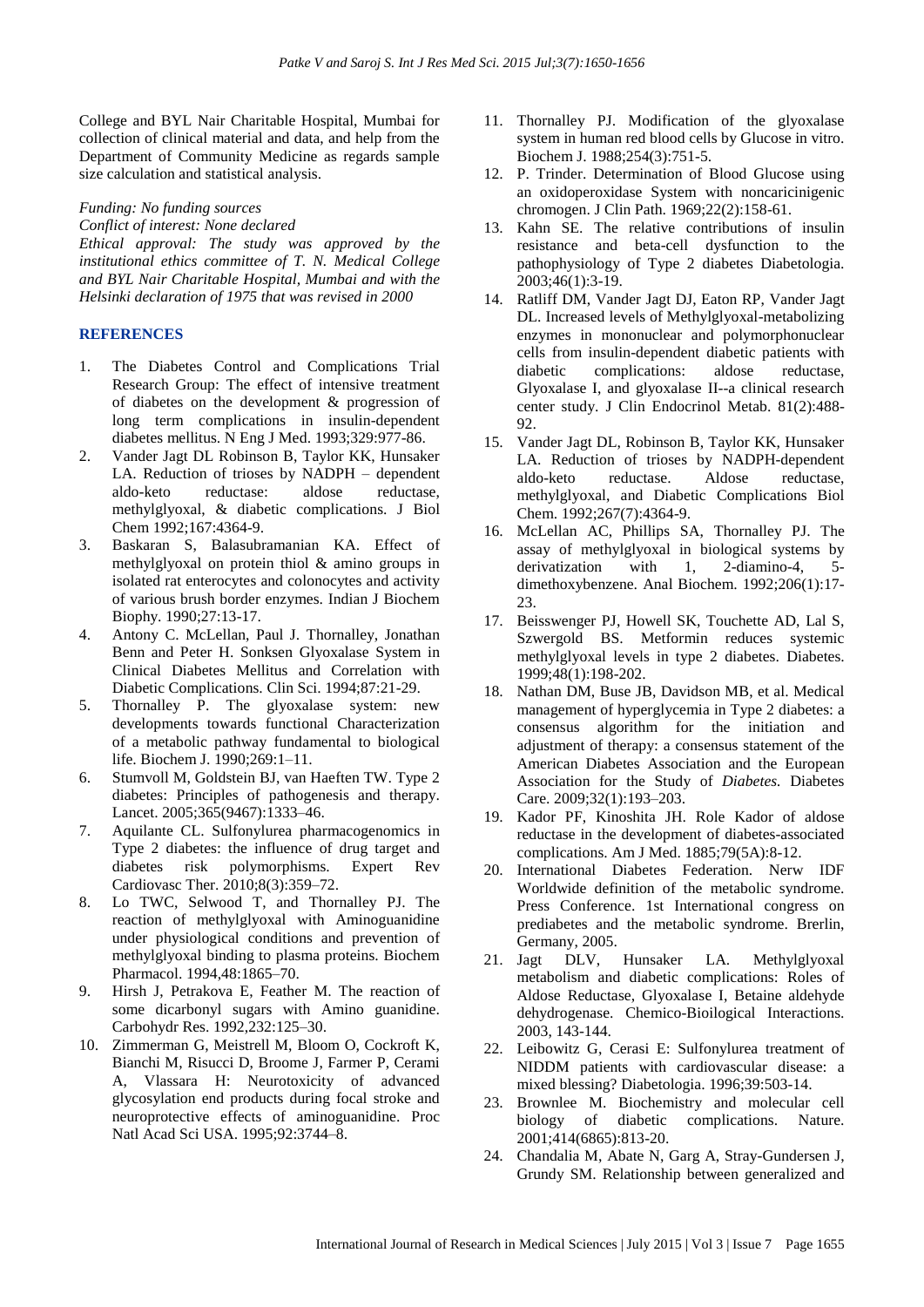College and BYL Nair Charitable Hospital, Mumbai for collection of clinical material and data, and help from the Department of Community Medicine as regards sample size calculation and statistical analysis.

*Funding: No funding sources*
*Conflict of interest: None declared*
*Ethical approval: The study was approved by the institutional ethics committee of T. N. Medical College and BYL Nair Charitable Hospital, Mumbai and with the Helsinki declaration of 1975 that was revised in 2000*

## REFERENCES

1. The Diabetes Control and Complications Trial Research Group: The effect of intensive treatment of diabetes on the development & progression of long term complications in insulin-dependent diabetes mellitus. N Eng J Med. 1993;329:977-86.
2. Vander Jagt DL Robinson B, Taylor KK, Hunsaker LA. Reduction of trioses by NADPH – dependent aldo-keto reductase: aldose reductase, methylglyoxal, & diabetic complications. J Biol Chem 1992;167:4364-9.
3. Baskaran S, Balasubramanian KA. Effect of methylglyoxal on protein thiol & amino groups in isolated rat enterocytes and colonocytes and activity of various brush border enzymes. Indian J Biochem Biophy. 1990;27:13-17.
4. Antony C. McLellan, Paul J. Thornalley, Jonathan Benn and Peter H. Sonksen Glyoxalase System in Clinical Diabetes Mellitus and Correlation with Diabetic Complications. Clin Sci. 1994;87:21-29.
5. Thornalley P. The glyoxalase system: new developments towards functional Characterization of a metabolic pathway fundamental to biological life. Biochem J. 1990;269:1–11.
6. Stumvoll M, Goldstein BJ, van Haeften TW. Type 2 diabetes: Principles of pathogenesis and therapy. Lancet. 2005;365(9467):1333–46.
7. Aquilante CL. Sulfonylurea pharmacogenomics in Type 2 diabetes: the influence of drug target and diabetes risk polymorphisms. Expert Rev Cardiovasc Ther. 2010;8(3):359–72.
8. Lo TWC, Selwood T, and Thornalley PJ. The reaction of methylglyoxal with Aminoguanidine under physiological conditions and prevention of methylglyoxal binding to plasma proteins. Biochem Pharmacol. 1994,48:1865–70.
9. Hirsh J, Petrakova E, Feather M. The reaction of some dicarbonyl sugars with Amino guanidine. Carbohydr Res. 1992,232:125–30.
10. Zimmerman G, Meistrell M, Bloom O, Cockroft K, Bianchi M, Risucci D, Broome J, Farmer P, Cerami A, Vlassara H: Neurotoxicity of advanced glycosylation end products during focal stroke and neuroprotective effects of aminoguanidine. Proc Natl Acad Sci USA. 1995;92:3744–8.
11. Thornalley PJ. Modification of the glyoxalase system in human red blood cells by Glucose in vitro. Biochem J. 1988;254(3):751-5.
12. P. Trinder. Determination of Blood Glucose using an oxidoperoxidase System with noncaricinigenic chromogen. J Clin Path. 1969;22(2):158-61.
13. Kahn SE. The relative contributions of insulin resistance and beta-cell dysfunction to the pathophysiology of Type 2 diabetes Diabetologia. 2003;46(1):3-19.
14. Ratliff DM, Vander Jagt DJ, Eaton RP, Vander Jagt DL. Increased levels of Methylglyoxal-metabolizing enzymes in mononuclear and polymorphonuclear cells from insulin-dependent diabetic patients with diabetic complications: aldose reductase, Glyoxalase I, and glyoxalase II--a clinical research center study. J Clin Endocrinol Metab. 81(2):488-92.
15. Vander Jagt DL, Robinson B, Taylor KK, Hunsaker LA. Reduction of trioses by NADPH-dependent aldo-keto reductase. Aldose reductase, methylglyoxal, and Diabetic Complications Biol Chem. 1992;267(7):4364-9.
16. McLellan AC, Phillips SA, Thornalley PJ. The assay of methylglyoxal in biological systems by derivatization with 1, 2-diamino-4, 5-dimethoxybenzene. Anal Biochem. 1992;206(1):17-23.
17. Beisswenger PJ, Howell SK, Touchette AD, Lal S, Szwergold BS. Metformin reduces systemic methylglyoxal levels in type 2 diabetes. Diabetes. 1999;48(1):198-202.
18. Nathan DM, Buse JB, Davidson MB, et al. Medical management of hyperglycemia in Type 2 diabetes: a consensus algorithm for the initiation and adjustment of therapy: a consensus statement of the American Diabetes Association and the European Association for the Study of *Diabetes.* Diabetes Care. 2009;32(1):193–203.
19. Kador PF, Kinoshita JH. Role Kador of aldose reductase in the development of diabetes-associated complications. Am J Med. 1885;79(5A):8-12.
20. International Diabetes Federation. Nerw IDF Worldwide definition of the metabolic syndrome. Press Conference. 1st International congress on prediabetes and the metabolic syndrome. Brerlin, Germany, 2005.
21. Jagt DLV, Hunsaker LA. Methylglyoxal metabolism and diabetic complications: Roles of Aldose Reductase, Glyoxalase I, Betaine aldehyde dehydrogenase. Chemico-Bioilogical Interactions. 2003, 143-144.
22. Leibowitz G, Cerasi E: Sulfonylurea treatment of NIDDM patients with cardiovascular disease: a mixed blessing? Diabetologia. 1996;39:503-14.
23. Brownlee M. Biochemistry and molecular cell biology of diabetic complications. Nature. 2001;414(6865):813-20.
24. Chandalia M, Abate N, Garg A, Stray-Gundersen J, Grundy SM. Relationship between generalized and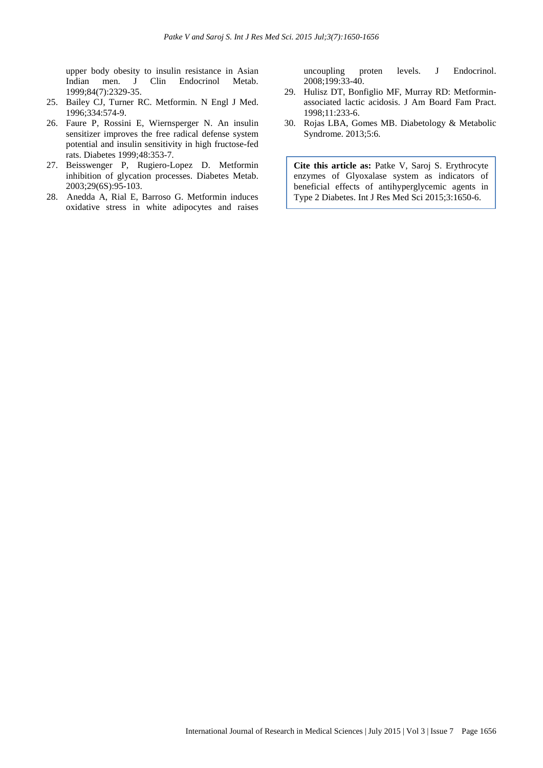upper body obesity to insulin resistance in Asian Indian men. J Clin Endocrinol Metab. 1999;84(7):2329-35.

25. Bailey CJ, Turner RC. Metformin. N Engl J Med. 1996;334:574-9.
26. Faure P, Rossini E, Wiernsperger N. An insulin sensitizer improves the free radical defense system potential and insulin sensitivity in high fructose-fed rats. Diabetes 1999;48:353-7.
27. Beisswenger P, Rugiero-Lopez D. Metformin inhibition of glycation processes. Diabetes Metab. 2003;29(6S):95-103.
28. Anedda A, Rial E, Barroso G. Metformin induces oxidative stress in white adipocytes and raises uncoupling proten levels. J Endocrinol. 2008;199:33-40.
29. Hulisz DT, Bonfiglio MF, Murray RD: Metformin-associated lactic acidosis. J Am Board Fam Pract. 1998;11:233-6.
30. Rojas LBA, Gomes MB. Diabetology & Metabolic Syndrome. 2013;5:6.

**Cite this article as:** Patke V, Saroj S. Erythrocyte enzymes of Glyoxalase system as indicators of beneficial effects of antihyperglycemic agents in Type 2 Diabetes. Int J Res Med Sci 2015;3:1650-6.